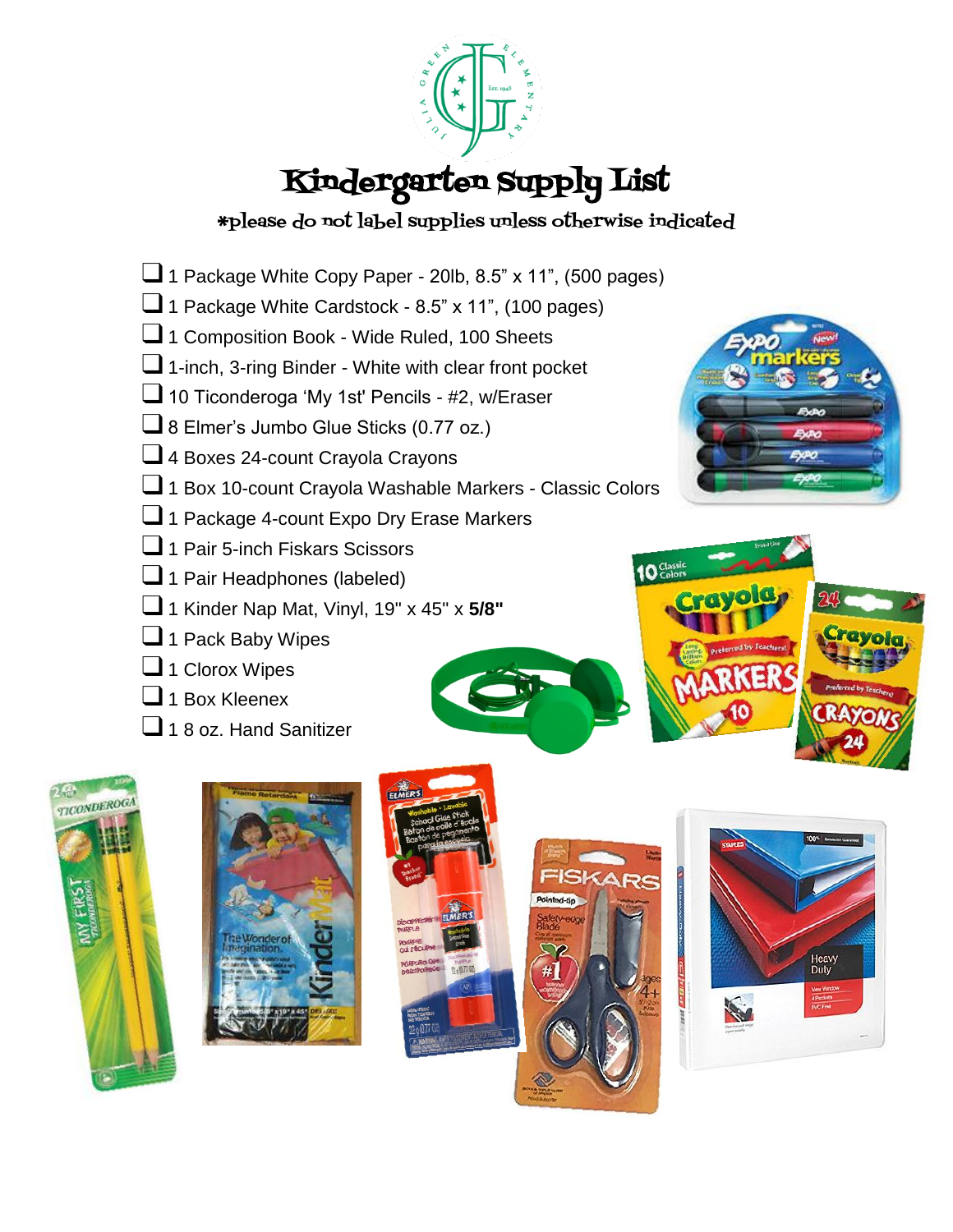# Kindergarten Supply List

*please do not label supplies unless otherwise indicated

- [ ] 1 Package White Copy Paper - 20lb, 8.5" x 11", (500 pages)
- [ ] 1 Package White Cardstock - 8.5" x 11", (100 pages)
- [ ] 1 Composition Book - Wide Ruled, 100 Sheets
- [ ] 1-inch, 3-ring Binder - White with clear front pocket
- [ ] 10 Ticonderoga 'My 1st' Pencils - #2, w/Eraser
- [ ] 8 Elmer's Jumbo Glue Sticks (0.77 oz.)
- [ ] 4 Boxes 24-count Crayola Crayons
- [ ] 1 Box 10-count Crayola Washable Markers - Classic Colors
- [ ] 1 Package 4-count Expo Dry Erase Markers
- [ ] 1 Pair 5-inch Fiskars Scissors
- [ ] 1 Pair Headphones (labeled)
- [ ] 1 Kinder Nap Mat, Vinyl, 19" x 45" x **5/8"**
- [ ] 1 Pack Baby Wipes
- [ ] 1 Clorox Wipes
- [ ] 1 Box Kleenex
- [ ] 1 8 oz. Hand Sanitizer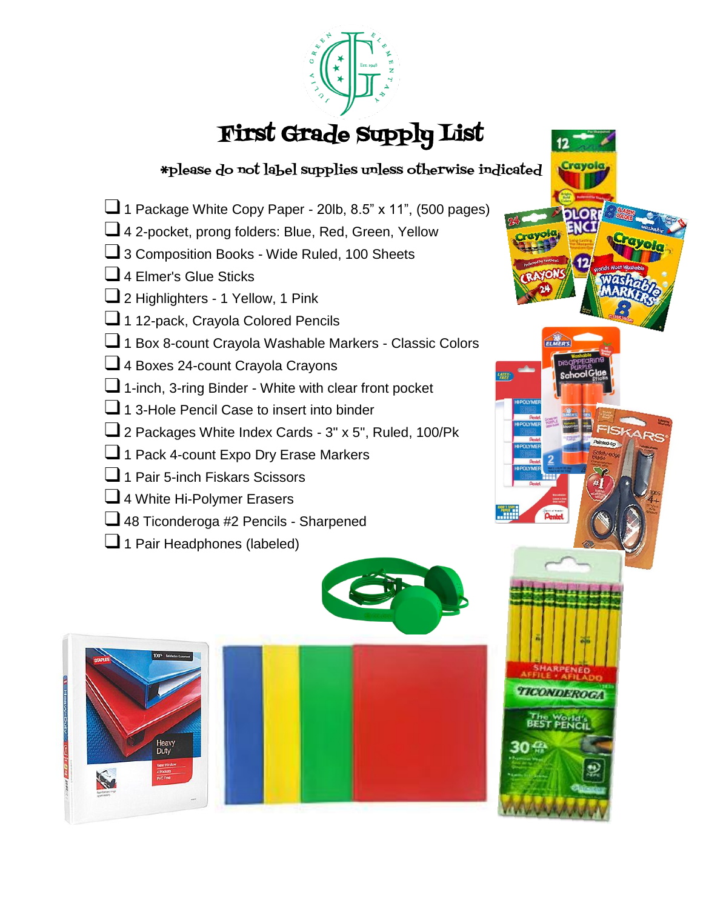# First Grade Supply List

*please do not label supplies unless otherwise indicated

- ❑ 1 Package White Copy Paper - 20lb, 8.5” x 11”, (500 pages)
- ❑ 4 2-pocket, prong folders: Blue, Red, Green, Yellow
- ❑ 3 Composition Books - Wide Ruled, 100 Sheets
- ❑ 4 Elmer's Glue Sticks
- ❑ 2 Highlighters - 1 Yellow, 1 Pink
- ❑ 1 12-pack, Crayola Colored Pencils
- ❑ 1 Box 8-count Crayola Washable Markers - Classic Colors
- ❑ 4 Boxes 24-count Crayola Crayons
- ❑ 1-inch, 3-ring Binder - White with clear front pocket
- ❑ 1 3-Hole Pencil Case to insert into binder
- ❑ 2 Packages White Index Cards - 3" x 5", Ruled, 100/Pk
- ❑ 1 Pack 4-count Expo Dry Erase Markers
- ❑ 1 Pair 5-inch Fiskars Scissors
- ❑ 4 White Hi-Polymer Erasers
- ❑ 48 Ticonderoga #2 Pencils - Sharpened
- ❑ 1 Pair Headphones (labeled)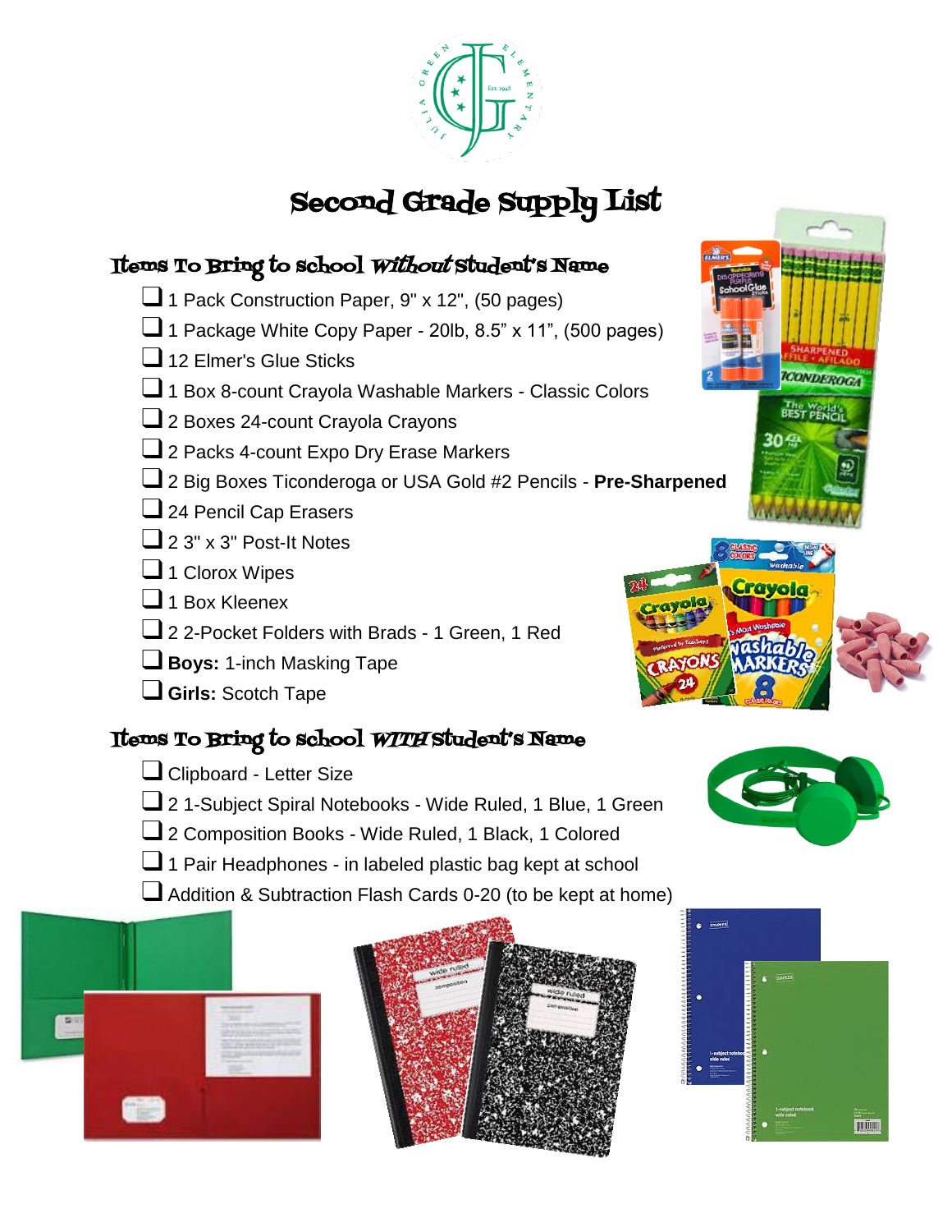# Second Grade Supply List

## Items To Bring to School *Without* Student's Name

- [ ] 1 Pack Construction Paper, 9" x 12", (50 pages)
- [ ] 1 Package White Copy Paper - 20lb, 8.5" x 11", (500 pages)
- [ ] 12 Elmer's Glue Sticks
- [ ] 1 Box 8-count Crayola Washable Markers - Classic Colors
- [ ] 2 Boxes 24-count Crayola Crayons
- [ ] 2 Packs 4-count Expo Dry Erase Markers
- [ ] 2 Big Boxes Ticonderoga or USA Gold #2 Pencils - **Pre-Sharpened**
- [ ] 24 Pencil Cap Erasers
- [ ] 2 3" x 3" Post-It Notes
- [ ] 1 Clorox Wipes
- [ ] 1 Box Kleenex
- [ ] 2 2-Pocket Folders with Brads - 1 Green, 1 Red
- [ ] **Boys:** 1-inch Masking Tape
- [ ] **Girls:** Scotch Tape

## Items To Bring to School *WITH* Student's Name

- [ ] Clipboard - Letter Size
- [ ] 2 1-Subject Spiral Notebooks - Wide Ruled, 1 Blue, 1 Green
- [ ] 2 Composition Books - Wide Ruled, 1 Black, 1 Colored
- [ ] 1 Pair Headphones - in labeled plastic bag kept at school
- [ ] Addition & Subtraction Flash Cards 0-20 (to be kept at home)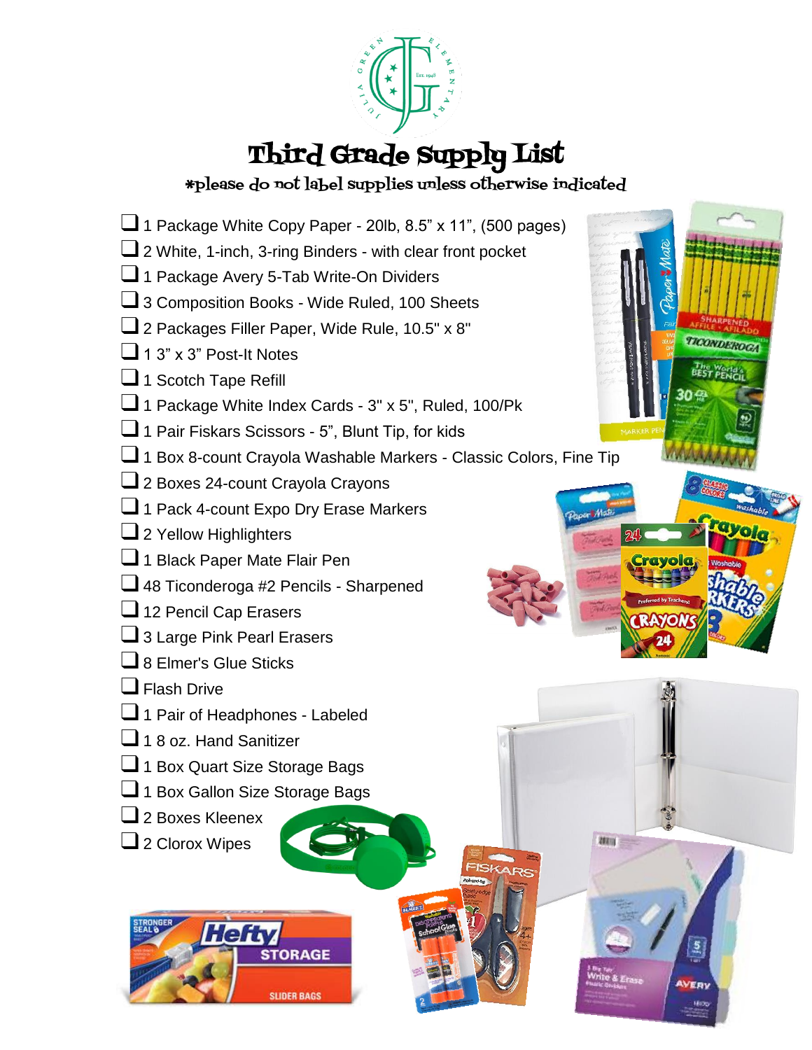# Third Grade Supply List

*please do not label supplies unless otherwise indicated

- [ ] 1 Package White Copy Paper - 20lb, 8.5" x 11", (500 pages)
- [ ] 2 White, 1-inch, 3-ring Binders - with clear front pocket
- [ ] 1 Package Avery 5-Tab Write-On Dividers
- [ ] 3 Composition Books - Wide Ruled, 100 Sheets
- [ ] 2 Packages Filler Paper, Wide Rule, 10.5" x 8"
- [ ] 1 3" x 3" Post-It Notes
- [ ] 1 Scotch Tape Refill
- [ ] 1 Package White Index Cards - 3" x 5", Ruled, 100/Pk
- [ ] 1 Pair Fiskars Scissors - 5", Blunt Tip, for kids
- [ ] 1 Box 8-count Crayola Washable Markers - Classic Colors, Fine Tip
- [ ] 2 Boxes 24-count Crayola Crayons
- [ ] 1 Pack 4-count Expo Dry Erase Markers
- [ ] 2 Yellow Highlighters
- [ ] 1 Black Paper Mate Flair Pen
- [ ] 48 Ticonderoga #2 Pencils - Sharpened
- [ ] 12 Pencil Cap Erasers
- [ ] 3 Large Pink Pearl Erasers
- [ ] 8 Elmer's Glue Sticks
- [ ] Flash Drive
- [ ] 1 Pair of Headphones - Labeled
- [ ] 1 8 oz. Hand Sanitizer
- [ ] 1 Box Quart Size Storage Bags
- [ ] 1 Box Gallon Size Storage Bags
- [ ] 2 Boxes Kleenex
- [ ] 2 Clorox Wipes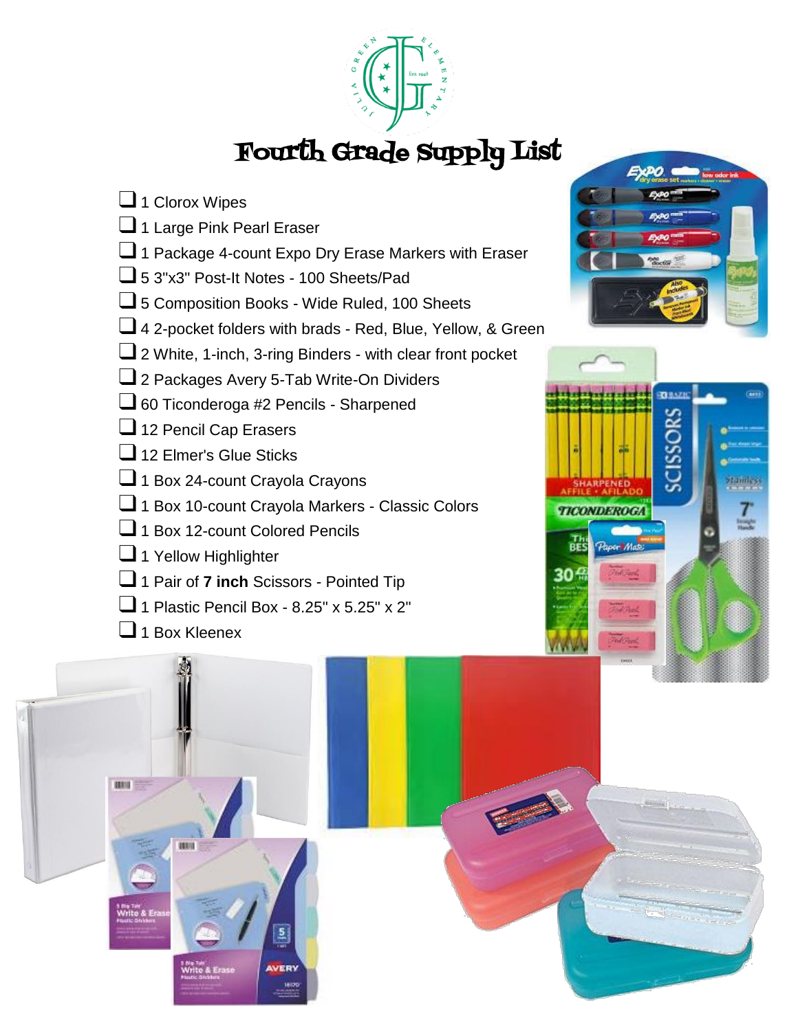# Fourth Grade Supply List

- [ ] 1 Clorox Wipes
- [ ] 1 Large Pink Pearl Eraser
- [ ] 1 Package 4-count Expo Dry Erase Markers with Eraser
- [ ] 5 3"x3" Post-It Notes - 100 Sheets/Pad
- [ ] 5 Composition Books - Wide Ruled, 100 Sheets
- [ ] 4 2-pocket folders with brads - Red, Blue, Yellow, & Green
- [ ] 2 White, 1-inch, 3-ring Binders - with clear front pocket
- [ ] 2 Packages Avery 5-Tab Write-On Dividers
- [ ] 60 Ticonderoga #2 Pencils - Sharpened
- [ ] 12 Pencil Cap Erasers
- [ ] 12 Elmer's Glue Sticks
- [ ] 1 Box 24-count Crayola Crayons
- [ ] 1 Box 10-count Crayola Markers - Classic Colors
- [ ] 1 Box 12-count Colored Pencils
- [ ] 1 Yellow Highlighter
- [ ] 1 Pair of **7 inch** Scissors - Pointed Tip
- [ ] 1 Plastic Pencil Box - 8.25" x 5.25" x 2"
- [ ] 1 Box Kleenex